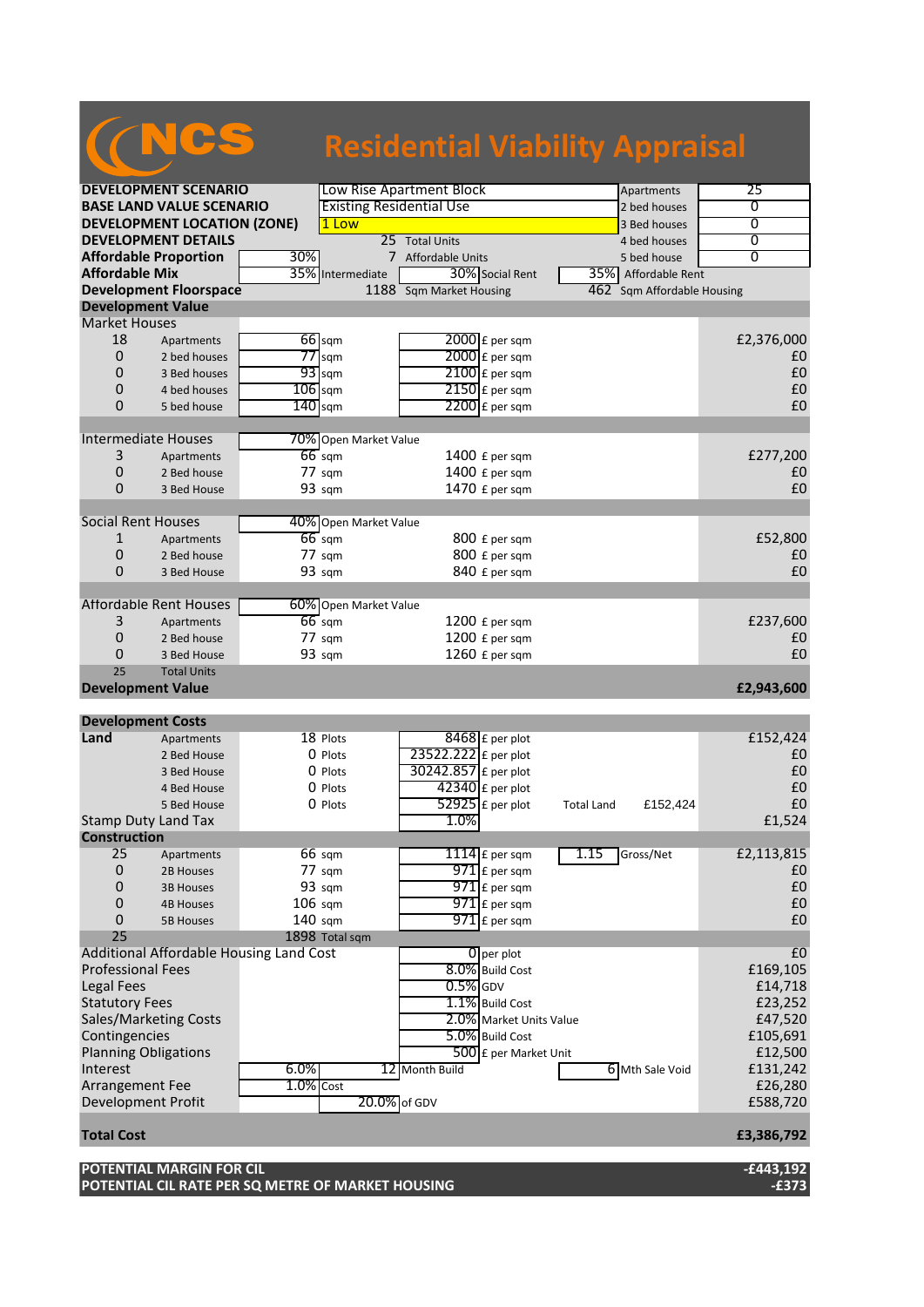# NCS Residential Viability Appraisal

| | | | | | |
|---|---|---|---|---|---|
| **DEVELOPMENT SCENARIO** | Low Rise Apartment Block | | | Apartments | 25 |
| **BASE LAND VALUE SCENARIO** | Existing Residential Use | | | 2 bed houses | 0 |
| **DEVELOPMENT LOCATION (ZONE)** | 1 Low | | | 3 Bed houses | 0 |
| **DEVELOPMENT DETAILS** | 25 | Total Units | | 4 bed houses | 0 |
| **Affordable Proportion** | 30% | 7 | Affordable Units | 5 bed house | 0 |
| **Affordable Mix** | 35% Intermediate | 30% Social Rent | | 35% Affordable Rent | |
| **Development Floorspace** | 1188 | Sqm Market Housing | | 462 Sqm Affordable Housing | |

## Development Value

| | | | | |
|---|---|---|---|---|
| **Market Houses** | | | | |
| 18 | Apartments | 66 sqm | 2000 £ per sqm | £2,376,000 |
| 0 | 2 bed houses | 77 sqm | 2000 £ per sqm | £0 |
| 0 | 3 Bed houses | 93 sqm | 2100 £ per sqm | £0 |
| 0 | 4 bed houses | 106 sqm | 2150 £ per sqm | £0 |
| 0 | 5 bed house | 140 sqm | 2200 £ per sqm | £0 |
| **Intermediate Houses** | | 70% Open Market Value | | |
| 3 | Apartments | 66 sqm | 1400 £ per sqm | £277,200 |
| 0 | 2 Bed house | 77 sqm | 1400 £ per sqm | £0 |
| 0 | 3 Bed House | 93 sqm | 1470 £ per sqm | £0 |
| **Social Rent Houses** | | 40% Open Market Value | | |
| 1 | Apartments | 66 sqm | 800 £ per sqm | £52,800 |
| 0 | 2 Bed house | 77 sqm | 800 £ per sqm | £0 |
| 0 | 3 Bed House | 93 sqm | 840 £ per sqm | £0 |
| **Affordable Rent Houses** | | 60% Open Market Value | | |
| 3 | Apartments | 66 sqm | 1200 £ per sqm | £237,600 |
| 0 | 2 Bed house | 77 sqm | 1200 £ per sqm | £0 |
| 0 | 3 Bed House | 93 sqm | 1260 £ per sqm | £0 |
| 25 | Total Units | | | |
| **Development Value** | | | | **£2,943,600** |

## Development Costs

| | | | | | |
|---|---|---|---|---|---|
| **Land** | Apartments | 18 Plots | 8468 £ per plot | | £152,424 |
| | 2 Bed House | 0 Plots | 23522.222 £ per plot | | £0 |
| | 3 Bed House | 0 Plots | 30242.857 £ per plot | | £0 |
| | 4 Bed House | 0 Plots | 42340 £ per plot | | £0 |
| | 5 Bed House | 0 Plots | 52925 £ per plot | Total Land £152,424 | £0 |
| Stamp Duty Land Tax | | | 1.0% | | £1,524 |
| **Construction** | | | | | |
| 25 | Apartments | 66 sqm | 1114 £ per sqm | 1.15 Gross/Net | £2,113,815 |
| 0 | 2B Houses | 77 sqm | 971 £ per sqm | | £0 |
| 0 | 3B Houses | 93 sqm | 971 £ per sqm | | £0 |
| 0 | 4B Houses | 106 sqm | 971 £ per sqm | | £0 |
| 0 | 5B Houses | 140 sqm | 971 £ per sqm | | £0 |
| 25 | | 1898 Total sqm | | | |
| Additional Affordable Housing Land Cost | | | 0 per plot | | £0 |
| Professional Fees | | | 8.0% Build Cost | | £169,105 |
| Legal Fees | | | 0.5% GDV | | £14,718 |
| Statutory Fees | | | 1.1% Build Cost | | £23,252 |
| Sales/Marketing Costs | | | 2.0% Market Units Value | | £47,520 |
| Contingencies | | | 5.0% Build Cost | | £105,691 |
| Planning Obligations | | | 500 £ per Market Unit | | £12,500 |
| Interest | 6.0% | | 12 Month Build | 6 Mth Sale Void | £131,242 |
| Arrangement Fee | 1.0% Cost | | | | £26,280 |
| Development Profit | | 20.0% of GDV | | | £588,720 |
| **Total Cost** | | | | | **£3,386,792** |

| | |
|---|---|
| **POTENTIAL MARGIN FOR CIL** | **-£443,192** |
| **POTENTIAL CIL RATE PER SQ METRE OF MARKET HOUSING** | **-£373** |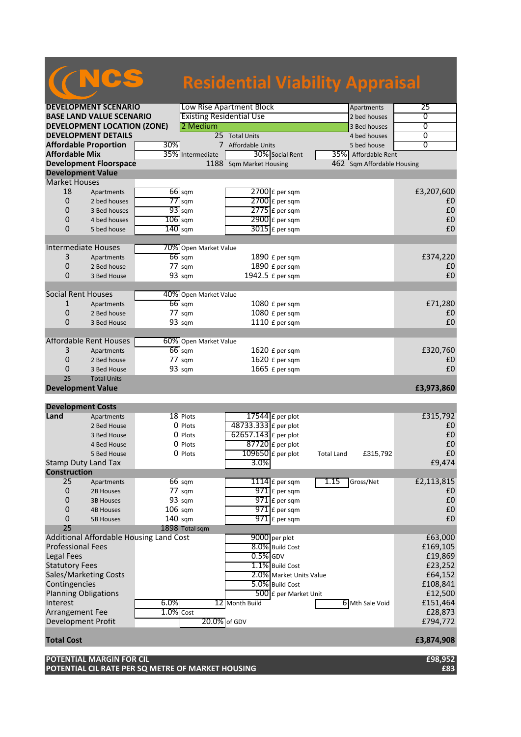# NCS Residential Viability Appraisal

| | | | | |
|---|---|---|---|---|
| **DEVELOPMENT SCENARIO** | Low Rise Apartment Block | | Apartments | 25 |
| **BASE LAND VALUE SCENARIO** | Existing Residential Use | | 2 bed houses | 0 |
| **DEVELOPMENT LOCATION (ZONE)** | 2 Medium | | 3 Bed houses | 0 |
| **DEVELOPMENT DETAILS** | 25 Total Units | | 4 bed houses | 0 |
| **Affordable Proportion** | 30% | 7 Affordable Units | 5 bed house | 0 |
| **Affordable Mix** | 35% Intermediate | 30% Social Rent | 35% Affordable Rent | |
| **Development Floorspace** | 1188 Sqm Market Housing | | 462 Sqm Affordable Housing | |

## Development Value

| | | | | | |
|---|---|---|---|---|---|
| **Market Houses** | | | | | |
| 18 | Apartments | 66 sqm | 2700 £ per sqm | | £3,207,600 |
| 0 | 2 bed houses | 77 sqm | 2700 £ per sqm | | £0 |
| 0 | 3 Bed houses | 93 sqm | 2775 £ per sqm | | £0 |
| 0 | 4 bed houses | 106 sqm | 2900 £ per sqm | | £0 |
| 0 | 5 bed house | 140 sqm | 3015 £ per sqm | | £0 |
| **Intermediate Houses** | | 70% Open Market Value | | | |
| 3 | Apartments | 66 sqm | 1890 £ per sqm | | £374,220 |
| 0 | 2 Bed house | 77 sqm | 1890 £ per sqm | | £0 |
| 0 | 3 Bed House | 93 sqm | 1942.5 £ per sqm | | £0 |
| **Social Rent Houses** | | 40% Open Market Value | | | |
| 1 | Apartments | 66 sqm | 1080 £ per sqm | | £71,280 |
| 0 | 2 Bed house | 77 sqm | 1080 £ per sqm | | £0 |
| 0 | 3 Bed House | 93 sqm | 1110 £ per sqm | | £0 |
| **Affordable Rent Houses** | | 60% Open Market Value | | | |
| 3 | Apartments | 66 sqm | 1620 £ per sqm | | £320,760 |
| 0 | 2 Bed house | 77 sqm | 1620 £ per sqm | | £0 |
| 0 | 3 Bed House | 93 sqm | 1665 £ per sqm | | £0 |
| 25 | Total Units | | | | |
| **Development Value** | | | | | **£3,973,860** |

## Development Costs

| | | | | | |
|---|---|---|---|---|---|
| **Land** | Apartments | 18 Plots | 17544 £ per plot | | £315,792 |
| | 2 Bed House | 0 Plots | 48733.333 £ per plot | | £0 |
| | 3 Bed House | 0 Plots | 62657.143 £ per plot | | £0 |
| | 4 Bed House | 0 Plots | 87720 £ per plot | | £0 |
| | 5 Bed House | 0 Plots | 109650 £ per plot | Total Land £315,792 | £0 |
| Stamp Duty Land Tax | | | 3.0% | | £9,474 |
| **Construction** | | | | | |
| 25 | Apartments | 66 sqm | 1114 £ per sqm | 1.15 Gross/Net | £2,113,815 |
| 0 | 2B Houses | 77 sqm | 971 £ per sqm | | £0 |
| 0 | 3B Houses | 93 sqm | 971 £ per sqm | | £0 |
| 0 | 4B Houses | 106 sqm | 971 £ per sqm | | £0 |
| 0 | 5B Houses | 140 sqm | 971 £ per sqm | | £0 |
| 25 | | 1898 Total sqm | | | |
| Additional Affordable Housing Land Cost | | | 9000 per plot | | £63,000 |
| Professional Fees | | | 8.0% Build Cost | | £169,105 |
| Legal Fees | | | 0.5% GDV | | £19,869 |
| Statutory Fees | | | 1.1% Build Cost | | £23,252 |
| Sales/Marketing Costs | | | 2.0% Market Units Value | | £64,152 |
| Contingencies | | | 5.0% Build Cost | | £108,841 |
| Planning Obligations | | | 500 £ per Market Unit | | £12,500 |
| Interest | 6.0% | 12 Month Build | | 6 Mth Sale Void | £151,464 |
| Arrangement Fee | 1.0% Cost | | | | £28,873 |
| Development Profit | | 20.0% of GDV | | | £794,772 |
| **Total Cost** | | | | | **£3,874,908** |

| | |
|---|---|
| **POTENTIAL MARGIN FOR CIL** | **£98,952** |
| **POTENTIAL CIL RATE PER SQ METRE OF MARKET HOUSING** | **£83** |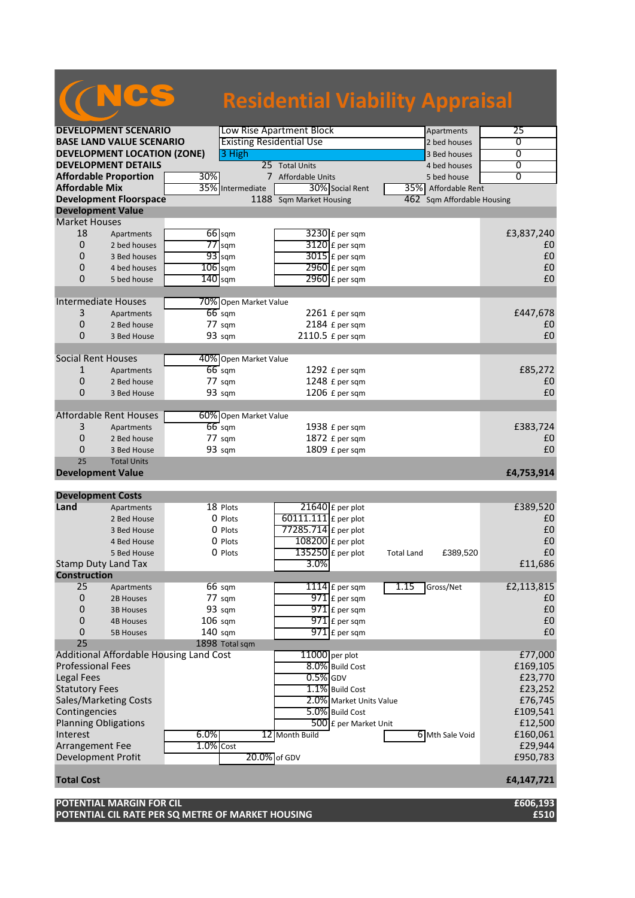# NCS Residential Viability Appraisal

| | | | | | | |
|---|---|---|---|---|---|---|
| **DEVELOPMENT SCENARIO** | | Low Rise Apartment Block | | | Apartments | 25 |
| **BASE LAND VALUE SCENARIO** | | Existing Residential Use | | | 2 bed houses | 0 |
| **DEVELOPMENT LOCATION (ZONE)** | | 3 High | | | 3 Bed houses | 0 |
| **DEVELOPMENT DETAILS** | | 25 | Total Units | | 4 bed houses | 0 |
| **Affordable Proportion** | 30% | 7 | Affordable Units | | 5 bed house | 0 |
| **Affordable Mix** | 35% | Intermediate | 30% | Social Rent | 35% | Affordable Rent |
| **Development Floorspace** | | 1188 | Sqm Market Housing | | 462 | Sqm Affordable Housing |

| | | | | | |
|---|---|---|---|---|---|
| **Development Value** | | | | | |
| Market Houses | | | | | |
| 18 | Apartments | 66 sqm | 3230 | £ per sqm | £3,837,240 |
| 0 | 2 bed houses | 77 sqm | 3120 | £ per sqm | £0 |
| 0 | 3 Bed houses | 93 sqm | 3015 | £ per sqm | £0 |
| 0 | 4 bed houses | 106 sqm | 2960 | £ per sqm | £0 |
| 0 | 5 bed house | 140 sqm | 2960 | £ per sqm | £0 |
| Intermediate Houses | | 70% | Open Market Value | | |
| 3 | Apartments | 66 sqm | 2261 | £ per sqm | £447,678 |
| 0 | 2 Bed house | 77 sqm | 2184 | £ per sqm | £0 |
| 0 | 3 Bed House | 93 sqm | 2110.5 | £ per sqm | £0 |
| Social Rent Houses | | 40% | Open Market Value | | |
| 1 | Apartments | 66 sqm | 1292 | £ per sqm | £85,272 |
| 0 | 2 Bed house | 77 sqm | 1248 | £ per sqm | £0 |
| 0 | 3 Bed House | 93 sqm | 1206 | £ per sqm | £0 |
| Affordable Rent Houses | | 60% | Open Market Value | | |
| 3 | Apartments | 66 sqm | 1938 | £ per sqm | £383,724 |
| 0 | 2 Bed house | 77 sqm | 1872 | £ per sqm | £0 |
| 0 | 3 Bed House | 93 sqm | 1809 | £ per sqm | £0 |
| 25 | Total Units | | | | |
| **Development Value** | | | | | **£4,753,914** |

| | | | | | | | |
|---|---|---|---|---|---|---|---|
| **Development Costs** | | | | | | | |
| **Land** | Apartments | 18 Plots | 21640 | £ per plot | | | £389,520 |
| | 2 Bed House | 0 Plots | 60111.111 | £ per plot | | | £0 |
| | 3 Bed House | 0 Plots | 77285.714 | £ per plot | | | £0 |
| | 4 Bed House | 0 Plots | 108200 | £ per plot | | | £0 |
| | 5 Bed House | 0 Plots | 135250 | £ per plot | Total Land | £389,520 | £0 |
| Stamp Duty Land Tax | | | 3.0% | | | | £11,686 |
| **Construction** | | | | | | | |
| 25 | Apartments | 66 sqm | 1114 | £ per sqm | 1.15 | Gross/Net | £2,113,815 |
| 0 | 2B Houses | 77 sqm | 971 | £ per sqm | | | £0 |
| 0 | 3B Houses | 93 sqm | 971 | £ per sqm | | | £0 |
| 0 | 4B Houses | 106 sqm | 971 | £ per sqm | | | £0 |
| 0 | 5B Houses | 140 sqm | 971 | £ per sqm | | | £0 |
| 25 | | 1898 Total sqm | | | | | |
| Additional Affordable Housing Land Cost | | | 11000 | per plot | | | £77,000 |
| Professional Fees | | | 8.0% | Build Cost | | | £169,105 |
| Legal Fees | | | 0.5% | GDV | | | £23,770 |
| Statutory Fees | | | 1.1% | Build Cost | | | £23,252 |
| Sales/Marketing Costs | | | 2.0% | Market Units Value | | | £76,745 |
| Contingencies | | | 5.0% | Build Cost | | | £109,541 |
| Planning Obligations | | | 500 | £ per Market Unit | | | £12,500 |
| Interest | | 6.0% | 12 | Month Build | 6 | Mth Sale Void | £160,061 |
| Arrangement Fee | | 1.0% | Cost | | | | £29,944 |
| Development Profit | | | 20.0% | of GDV | | | £950,783 |
| **Total Cost** | | | | | | | **£4,147,721** |

| | |
|---|---|
| **POTENTIAL MARGIN FOR CIL** | **£606,193** |
| **POTENTIAL CIL RATE PER SQ METRE OF MARKET HOUSING** | **£510** |